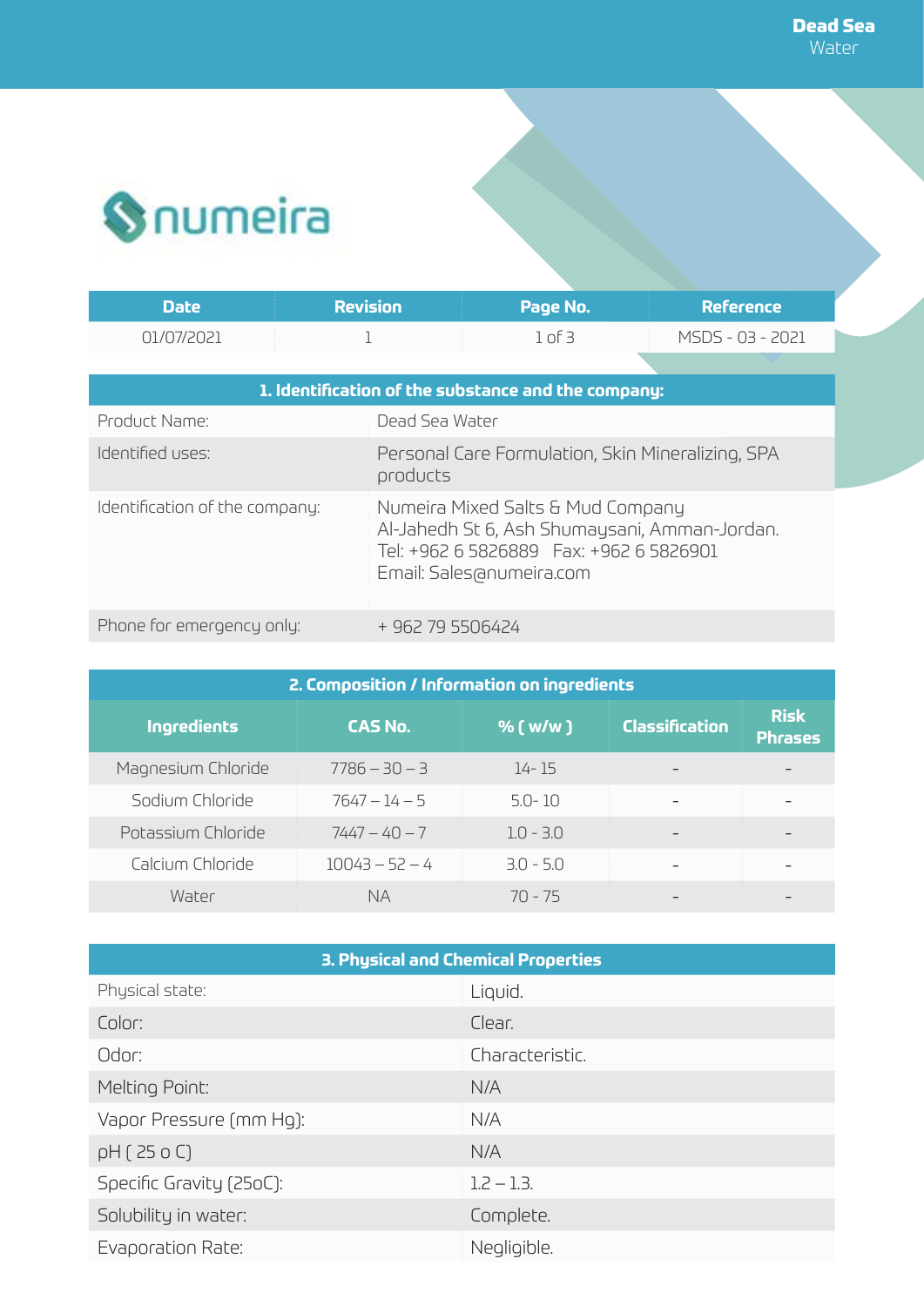Dead Sea Water

numeira

| Date | Revision | Page No. | Reference |
| --- | --- | --- | --- |
| 01/07/2021 | 1 | 1 of 3 | MSDS - 03 - 2021 |

## 1. Identification of the substance and the company:

| | |
| --- | --- |
| Product Name: | Dead Sea Water |
| Identified uses: | Personal Care Formulation, Skin Mineralizing, SPA products |
| Identification of the company: | Numeira Mixed Salts & Mud Company<br>Al-Jahedh St 6, Ash Shumaysani, Amman-Jordan.<br>Tel: +962 6 5826889 Fax: +962 6 5826901<br>Email: Sales@numeira.com |
| Phone for emergency only: | + 962 79 5506424 |

## 2. Composition / Information on ingredients

| Ingredients | CAS No. | % ( w/w ) | Classification | Risk Phrases |
| --- | --- | --- | --- | --- |
| Magnesium Chloride | 7786 – 30 – 3 | 14- 15 | - | - |
| Sodium Chloride | 7647 – 14 – 5 | 5.0- 10 | - | - |
| Potassium Chloride | 7447 – 40 – 7 | 1.0 - 3.0 | - | - |
| Calcium Chloride | 10043 – 52 – 4 | 3.0 - 5.0 | - | - |
| Water | NA | 70 - 75 | - | - |

## 3. Physical and Chemical Properties

| | |
| --- | --- |
| Physical state: | Liquid. |
| Color: | Clear. |
| Odor: | Characteristic. |
| Melting Point: | N/A |
| Vapor Pressure (mm Hg): | N/A |
| pH ( 25 o C) | N/A |
| Specific Gravity (25oC): | 1.2 – 1.3. |
| Solubility in water: | Complete. |
| Evaporation Rate: | Negligible. |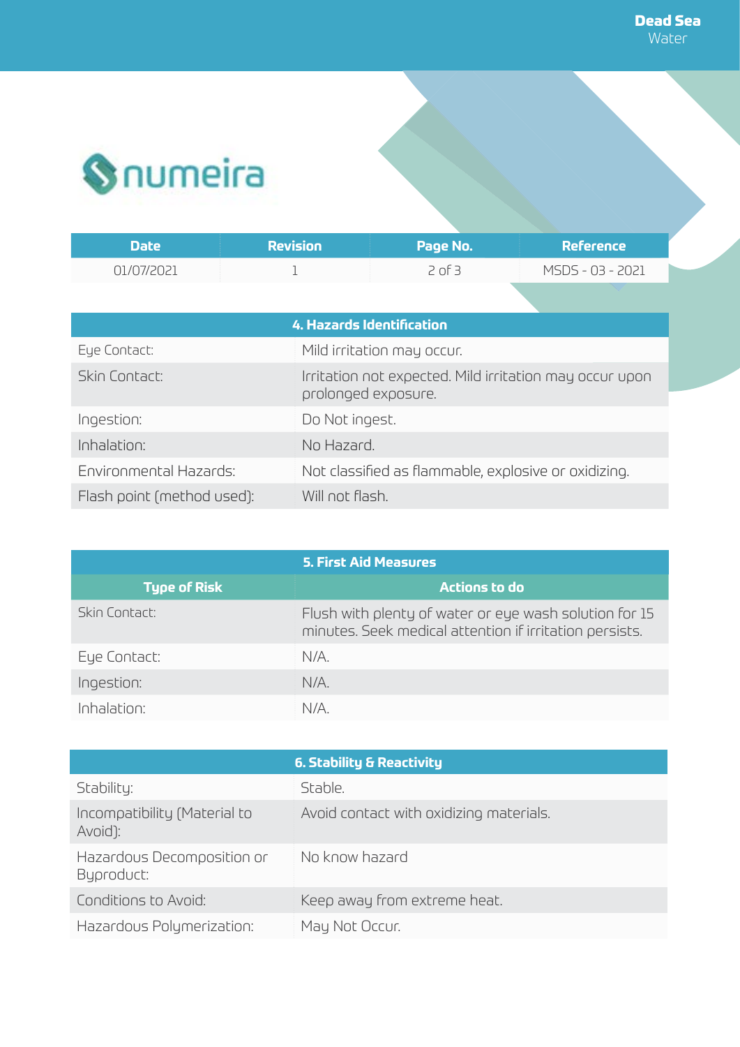Dead Sea Water

numeira

| Date | Revision | Page No. | Reference |
|---|---|---|---|
| 01/07/2021 | 1 | 2 of 3 | MSDS - 03 - 2021 |

| 4. Hazards Identification | |
|---|---|
| Eye Contact: | Mild irritation may occur. |
| Skin Contact: | Irritation not expected. Mild irritation may occur upon prolonged exposure. |
| Ingestion: | Do Not ingest. |
| Inhalation: | No Hazard. |
| Environmental Hazards: | Not classified as flammable, explosive or oxidizing. |
| Flash point (method used): | Will not flash. |

| 5. First Aid Measures | |
|---|---|
| **Type of Risk** | **Actions to do** |
| Skin Contact: | Flush with plenty of water or eye wash solution for 15 minutes. Seek medical attention if irritation persists. |
| Eye Contact: | N/A. |
| Ingestion: | N/A. |
| Inhalation: | N/A. |

| 6. Stability & Reactivity | |
|---|---|
| Stability: | Stable. |
| Incompatibility (Material to Avoid): | Avoid contact with oxidizing materials. |
| Hazardous Decomposition or Byproduct: | No know hazard |
| Conditions to Avoid: | Keep away from extreme heat. |
| Hazardous Polymerization: | May Not Occur. |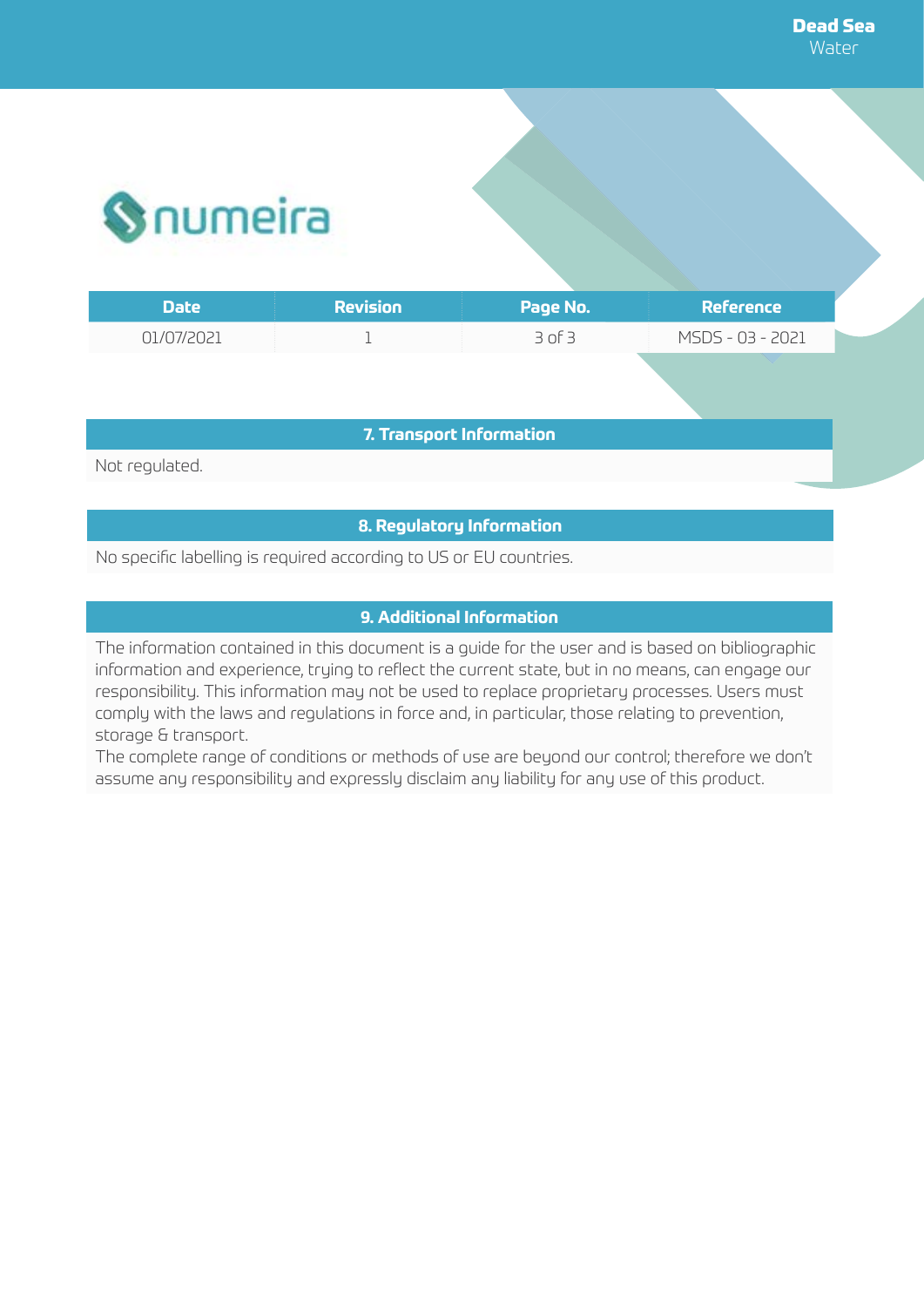| Date | Revision | Page No. | Reference |
|---|---|---|---|
| 01/07/2021 | 1 | 3 of 3 | MSDS - 03 - 2021 |

## 7. Transport Information

Not regulated.

## 8. Regulatory Information

No specific labelling is required according to US or EU countries.

## 9. Additional Information

The information contained in this document is a guide for the user and is based on bibliographic information and experience, trying to reflect the current state, but in no means, can engage our responsibility. This information may not be used to replace proprietary processes. Users must comply with the laws and regulations in force and, in particular, those relating to prevention, storage & transport.
The complete range of conditions or methods of use are beyond our control; therefore we don't assume any responsibility and expressly disclaim any liability for any use of this product.